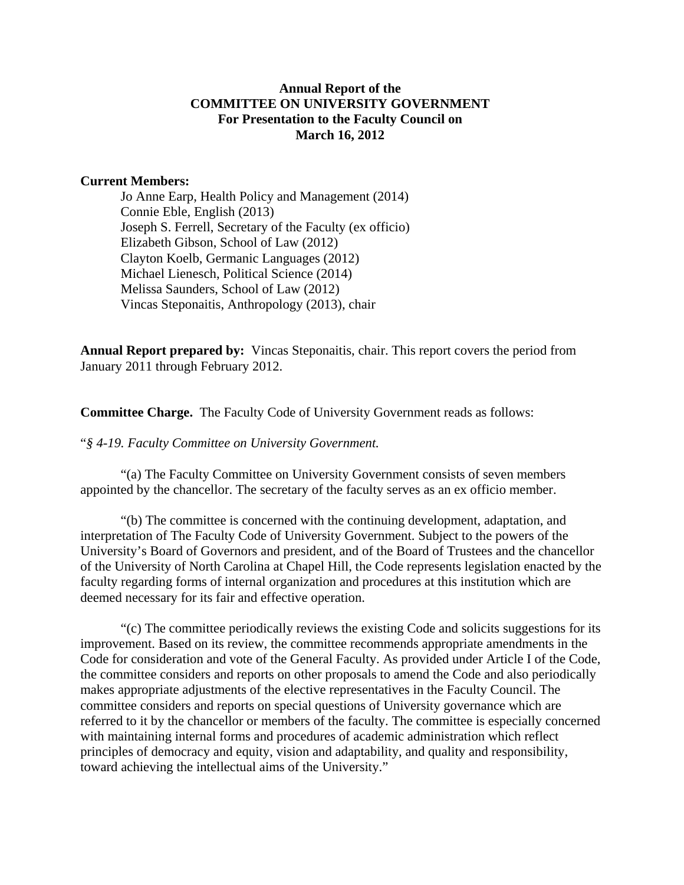**Annual Report of the**
**COMMITTEE ON UNIVERSITY GOVERNMENT**
**For Presentation to the Faculty Council on**
**March 16, 2012**

**Current Members:**

Jo Anne Earp, Health Policy and Management (2014)
Connie Eble, English (2013)
Joseph S. Ferrell, Secretary of the Faculty (ex officio)
Elizabeth Gibson, School of Law (2012)
Clayton Koelb, Germanic Languages (2012)
Michael Lienesch, Political Science (2014)
Melissa Saunders, School of Law (2012)
Vincas Steponaitis, Anthropology (2013), chair

**Annual Report prepared by:** Vincas Steponaitis, chair. This report covers the period from January 2011 through February 2012.

**Committee Charge.** The Faculty Code of University Government reads as follows:

"*§ 4-19. Faculty Committee on University Government.*

"(a) The Faculty Committee on University Government consists of seven members appointed by the chancellor. The secretary of the faculty serves as an ex officio member.

"(b) The committee is concerned with the continuing development, adaptation, and interpretation of The Faculty Code of University Government. Subject to the powers of the University's Board of Governors and president, and of the Board of Trustees and the chancellor of the University of North Carolina at Chapel Hill, the Code represents legislation enacted by the faculty regarding forms of internal organization and procedures at this institution which are deemed necessary for its fair and effective operation.

"(c) The committee periodically reviews the existing Code and solicits suggestions for its improvement. Based on its review, the committee recommends appropriate amendments in the Code for consideration and vote of the General Faculty. As provided under Article I of the Code, the committee considers and reports on other proposals to amend the Code and also periodically makes appropriate adjustments of the elective representatives in the Faculty Council. The committee considers and reports on special questions of University governance which are referred to it by the chancellor or members of the faculty. The committee is especially concerned with maintaining internal forms and procedures of academic administration which reflect principles of democracy and equity, vision and adaptability, and quality and responsibility, toward achieving the intellectual aims of the University."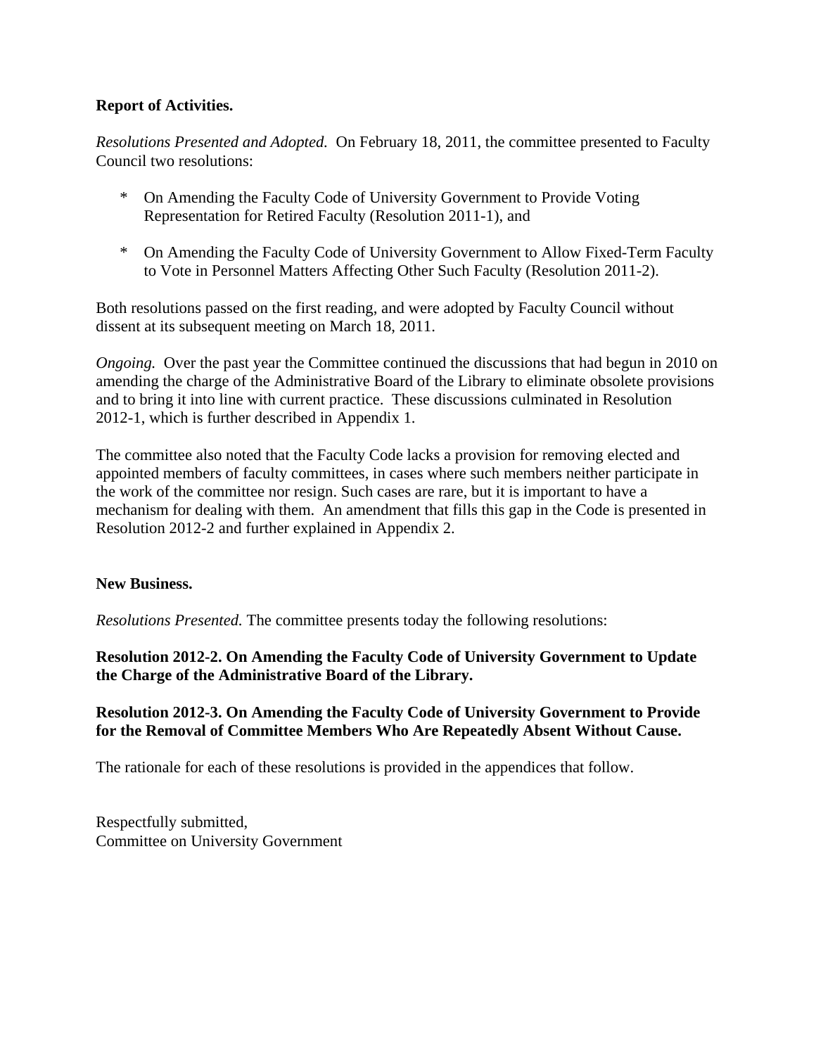**Report of Activities.**

*Resolutions Presented and Adopted.* On February 18, 2011, the committee presented to Faculty Council two resolutions:

- On Amending the Faculty Code of University Government to Provide Voting Representation for Retired Faculty (Resolution 2011-1), and
- On Amending the Faculty Code of University Government to Allow Fixed-Term Faculty to Vote in Personnel Matters Affecting Other Such Faculty (Resolution 2011-2).

Both resolutions passed on the first reading, and were adopted by Faculty Council without dissent at its subsequent meeting on March 18, 2011.

*Ongoing.* Over the past year the Committee continued the discussions that had begun in 2010 on amending the charge of the Administrative Board of the Library to eliminate obsolete provisions and to bring it into line with current practice. These discussions culminated in Resolution 2012-1, which is further described in Appendix 1.

The committee also noted that the Faculty Code lacks a provision for removing elected and appointed members of faculty committees, in cases where such members neither participate in the work of the committee nor resign. Such cases are rare, but it is important to have a mechanism for dealing with them. An amendment that fills this gap in the Code is presented in Resolution 2012-2 and further explained in Appendix 2.

**New Business.**

*Resolutions Presented.* The committee presents today the following resolutions:

**Resolution 2012-2. On Amending the Faculty Code of University Government to Update the Charge of the Administrative Board of the Library.**

**Resolution 2012-3. On Amending the Faculty Code of University Government to Provide for the Removal of Committee Members Who Are Repeatedly Absent Without Cause.**

The rationale for each of these resolutions is provided in the appendices that follow.

Respectfully submitted,
Committee on University Government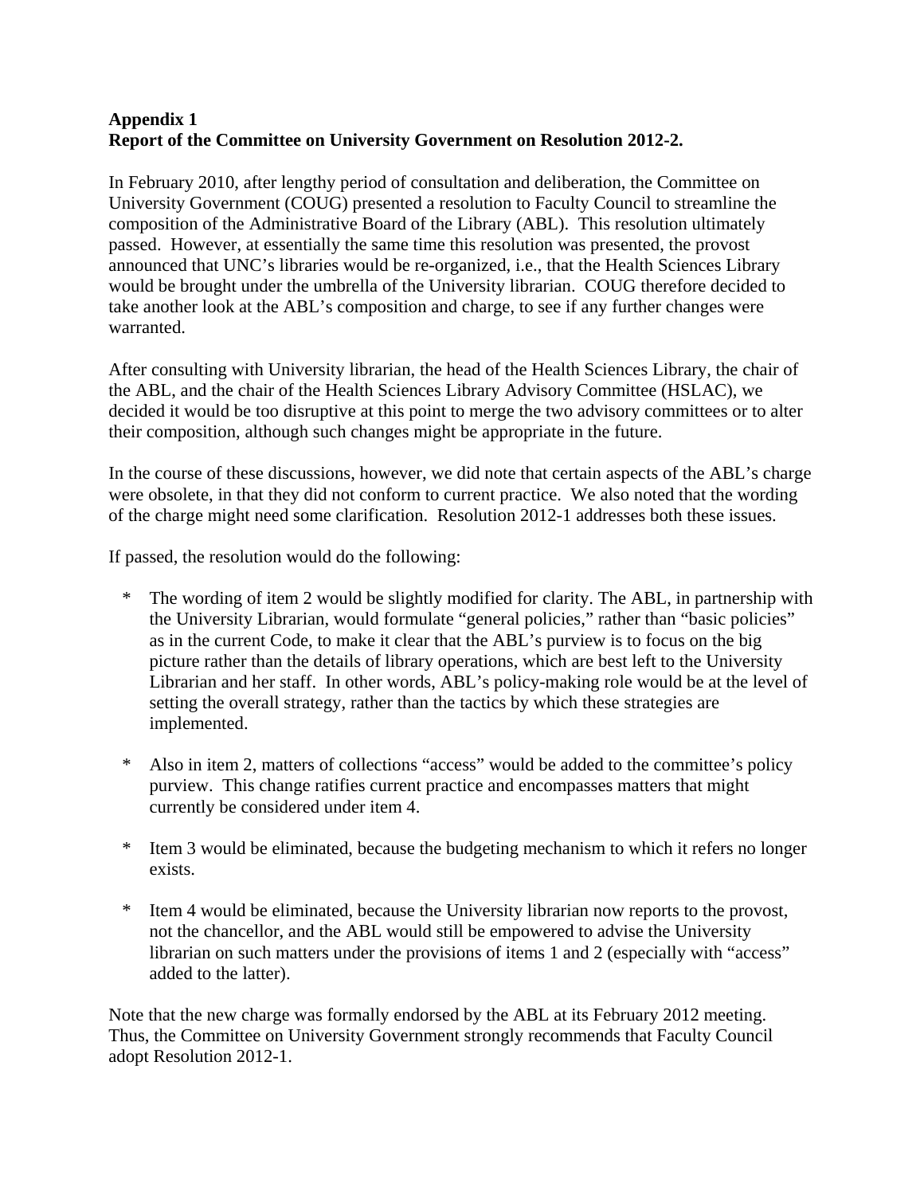**Appendix 1**
**Report of the Committee on University Government on Resolution 2012-2.**

In February 2010, after lengthy period of consultation and deliberation, the Committee on University Government (COUG) presented a resolution to Faculty Council to streamline the composition of the Administrative Board of the Library (ABL). This resolution ultimately passed. However, at essentially the same time this resolution was presented, the provost announced that UNC's libraries would be re-organized, i.e., that the Health Sciences Library would be brought under the umbrella of the University librarian. COUG therefore decided to take another look at the ABL's composition and charge, to see if any further changes were warranted.

After consulting with University librarian, the head of the Health Sciences Library, the chair of the ABL, and the chair of the Health Sciences Library Advisory Committee (HSLAC), we decided it would be too disruptive at this point to merge the two advisory committees or to alter their composition, although such changes might be appropriate in the future.

In the course of these discussions, however, we did note that certain aspects of the ABL's charge were obsolete, in that they did not conform to current practice. We also noted that the wording of the charge might need some clarification. Resolution 2012-1 addresses both these issues.

If passed, the resolution would do the following:

* The wording of item 2 would be slightly modified for clarity. The ABL, in partnership with the University Librarian, would formulate "general policies," rather than "basic policies" as in the current Code, to make it clear that the ABL's purview is to focus on the big picture rather than the details of library operations, which are best left to the University Librarian and her staff. In other words, ABL's policy-making role would be at the level of setting the overall strategy, rather than the tactics by which these strategies are implemented.

* Also in item 2, matters of collections "access" would be added to the committee's policy purview. This change ratifies current practice and encompasses matters that might currently be considered under item 4.

* Item 3 would be eliminated, because the budgeting mechanism to which it refers no longer exists.

* Item 4 would be eliminated, because the University librarian now reports to the provost, not the chancellor, and the ABL would still be empowered to advise the University librarian on such matters under the provisions of items 1 and 2 (especially with "access" added to the latter).

Note that the new charge was formally endorsed by the ABL at its February 2012 meeting. Thus, the Committee on University Government strongly recommends that Faculty Council adopt Resolution 2012-1.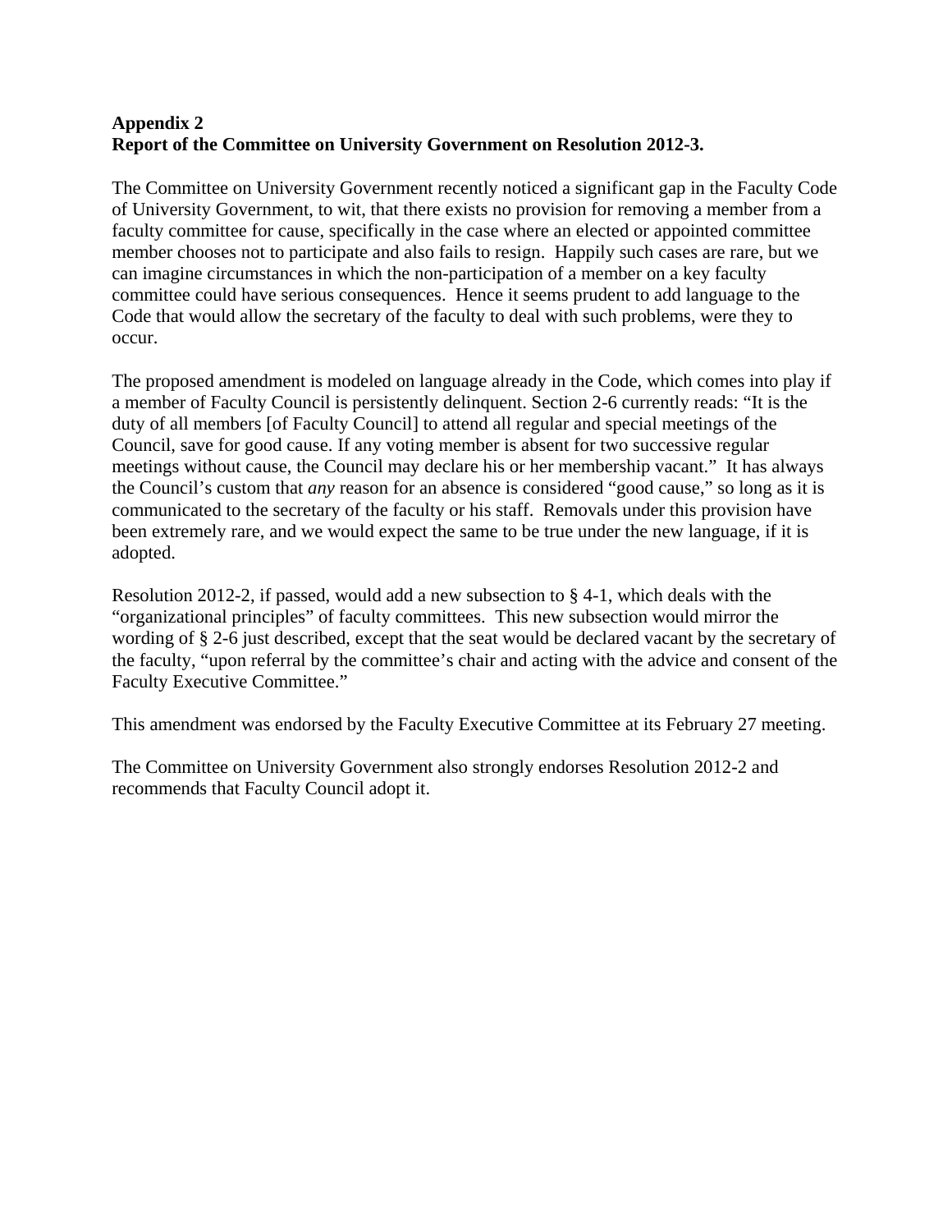**Appendix 2**
**Report of the Committee on University Government on Resolution 2012-3.**

The Committee on University Government recently noticed a significant gap in the Faculty Code of University Government, to wit, that there exists no provision for removing a member from a faculty committee for cause, specifically in the case where an elected or appointed committee member chooses not to participate and also fails to resign. Happily such cases are rare, but we can imagine circumstances in which the non-participation of a member on a key faculty committee could have serious consequences. Hence it seems prudent to add language to the Code that would allow the secretary of the faculty to deal with such problems, were they to occur.

The proposed amendment is modeled on language already in the Code, which comes into play if a member of Faculty Council is persistently delinquent. Section 2-6 currently reads: "It is the duty of all members [of Faculty Council] to attend all regular and special meetings of the Council, save for good cause. If any voting member is absent for two successive regular meetings without cause, the Council may declare his or her membership vacant." It has always the Council's custom that *any* reason for an absence is considered "good cause," so long as it is communicated to the secretary of the faculty or his staff. Removals under this provision have been extremely rare, and we would expect the same to be true under the new language, if it is adopted.

Resolution 2012-2, if passed, would add a new subsection to § 4-1, which deals with the "organizational principles" of faculty committees. This new subsection would mirror the wording of § 2-6 just described, except that the seat would be declared vacant by the secretary of the faculty, "upon referral by the committee's chair and acting with the advice and consent of the Faculty Executive Committee."

This amendment was endorsed by the Faculty Executive Committee at its February 27 meeting.

The Committee on University Government also strongly endorses Resolution 2012-2 and recommends that Faculty Council adopt it.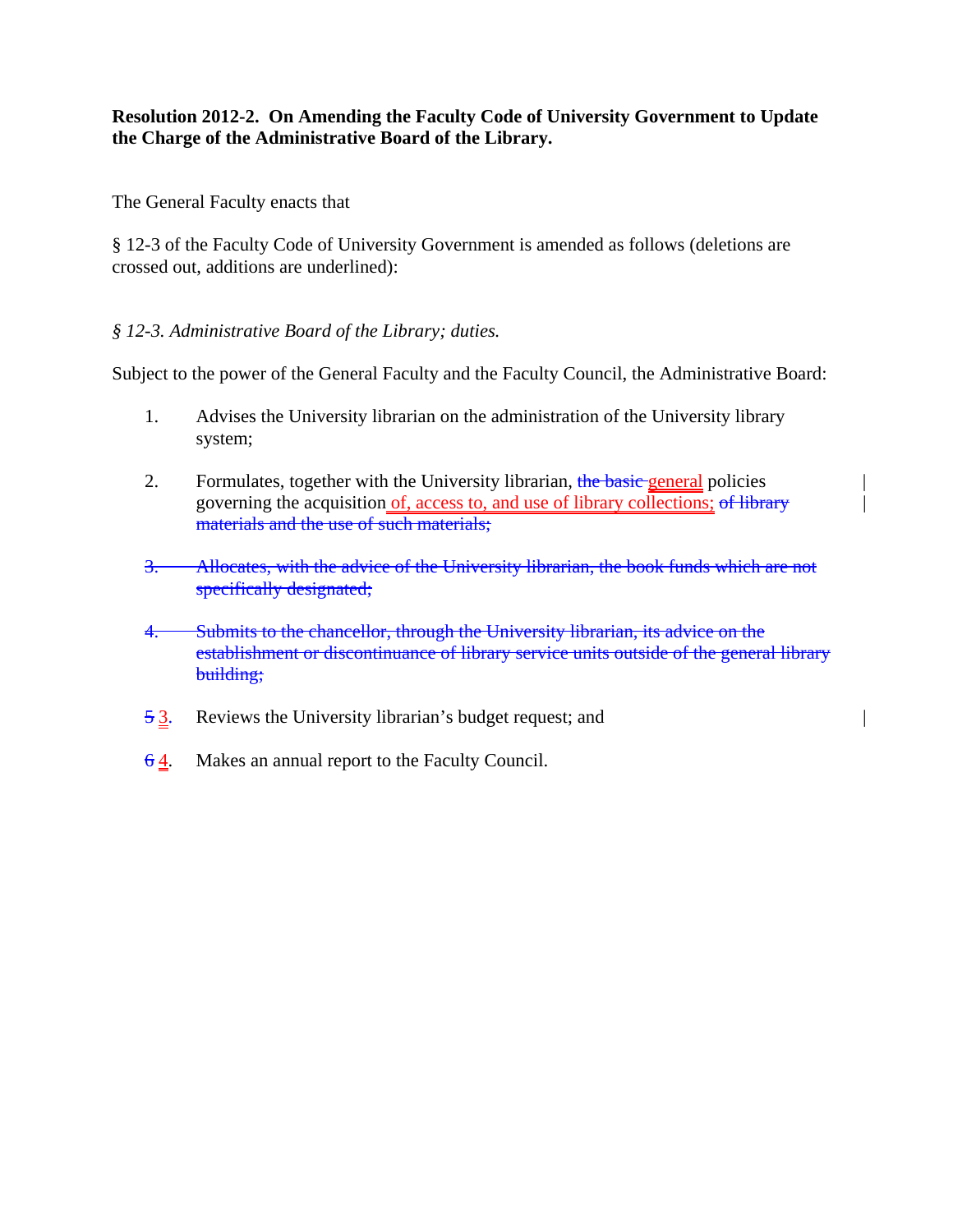**Resolution 2012-2. On Amending the Faculty Code of University Government to Update the Charge of the Administrative Board of the Library.**

The General Faculty enacts that

§ 12-3 of the Faculty Code of University Government is amended as follows (deletions are crossed out, additions are underlined):

*§ 12-3. Administrative Board of the Library; duties.*

Subject to the power of the General Faculty and the Faculty Council, the Administrative Board:

1. Advises the University librarian on the administration of the University library system;

2. Formulates, together with the University librarian, ~~the basic~~ <u>general</u> policies governing the acquisition <u>of, access to, and use of library collections;</u> ~~of library materials and the use of such materials;~~

~~3. Allocates, with the advice of the University librarian, the book funds which are not specifically designated;~~

~~4. Submits to the chancellor, through the University librarian, its advice on the establishment or discontinuance of library service units outside of the general library building;~~

~~5~~ <u>3</u>. Reviews the University librarian's budget request; and

~~6~~ <u>4</u>. Makes an annual report to the Faculty Council.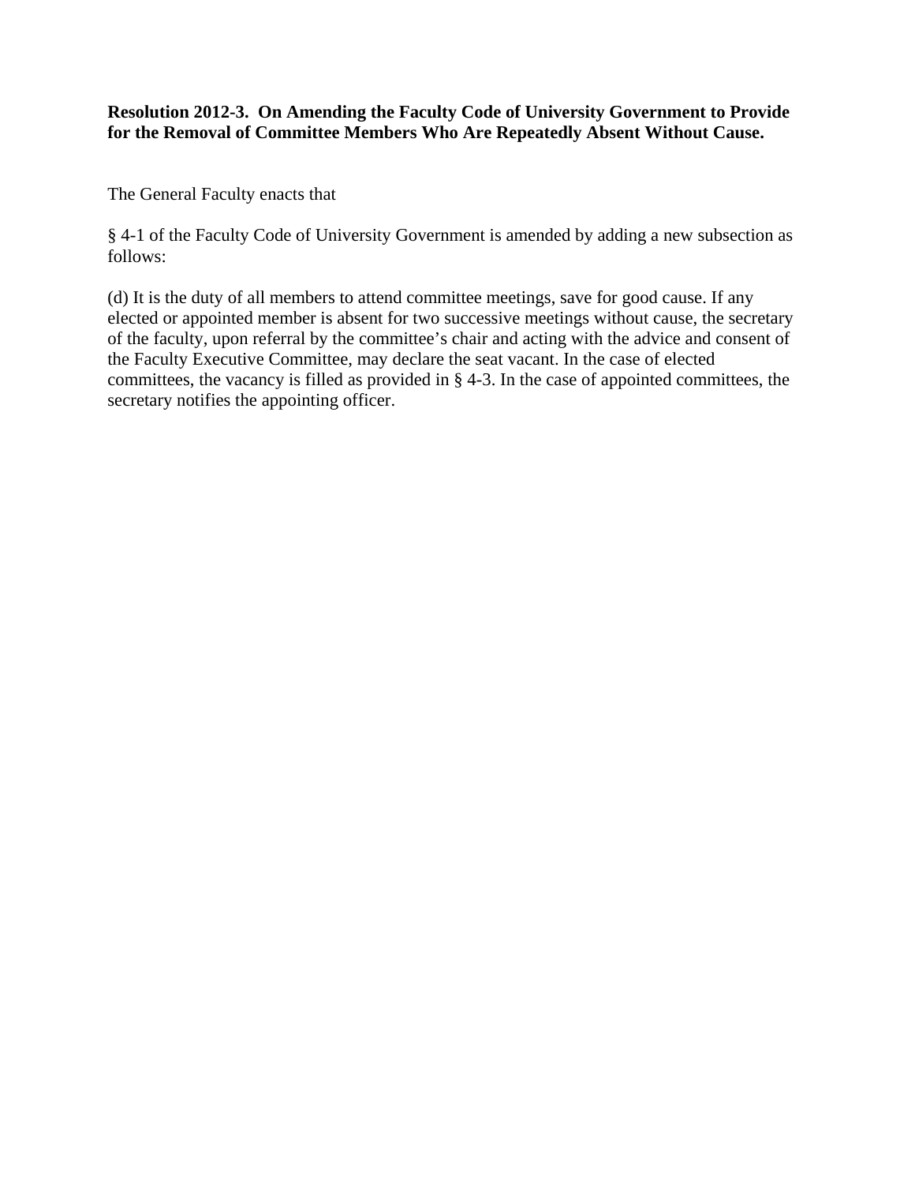**Resolution 2012-3. On Amending the Faculty Code of University Government to Provide for the Removal of Committee Members Who Are Repeatedly Absent Without Cause.**

The General Faculty enacts that

§ 4-1 of the Faculty Code of University Government is amended by adding a new subsection as follows:

(d) It is the duty of all members to attend committee meetings, save for good cause. If any elected or appointed member is absent for two successive meetings without cause, the secretary of the faculty, upon referral by the committee's chair and acting with the advice and consent of the Faculty Executive Committee, may declare the seat vacant. In the case of elected committees, the vacancy is filled as provided in § 4-3. In the case of appointed committees, the secretary notifies the appointing officer.